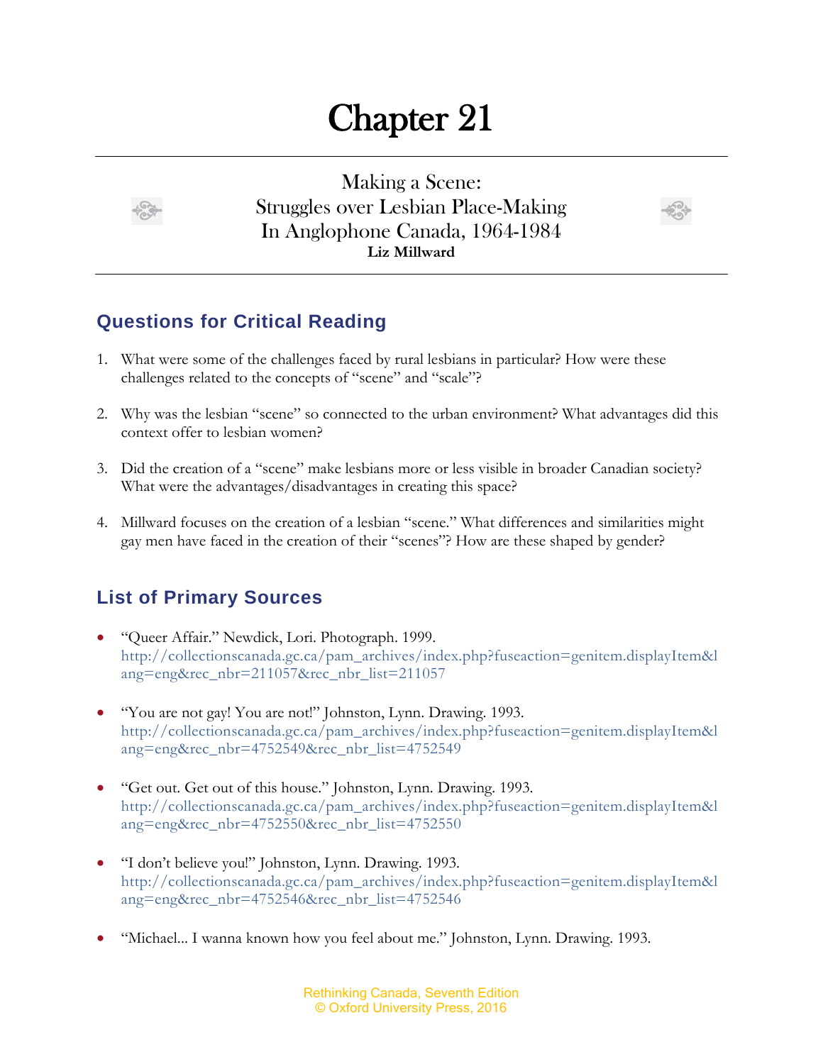# Chapter 21

## Making a Scene: Struggles over Lesbian Place-Making In Anglophone Canada, 1964-1984

**Liz Millward**

## Questions for Critical Reading

1. What were some of the challenges faced by rural lesbians in particular? How were these challenges related to the concepts of "scene" and "scale"?

2. Why was the lesbian "scene" so connected to the urban environment? What advantages did this context offer to lesbian women?

3. Did the creation of a "scene" make lesbians more or less visible in broader Canadian society? What were the advantages/disadvantages in creating this space?

4. Millward focuses on the creation of a lesbian "scene." What differences and similarities might gay men have faced in the creation of their "scenes"? How are these shaped by gender?

## List of Primary Sources

- "Queer Affair." Newdick, Lori. Photograph. 1999. http://collectionscanada.gc.ca/pam_archives/index.php?fuseaction=genitem.displayItem&lang=eng&rec_nbr=211057&rec_nbr_list=211057

- "You are not gay! You are not!" Johnston, Lynn. Drawing. 1993. http://collectionscanada.gc.ca/pam_archives/index.php?fuseaction=genitem.displayItem&lang=eng&rec_nbr=4752549&rec_nbr_list=4752549

- "Get out. Get out of this house." Johnston, Lynn. Drawing. 1993. http://collectionscanada.gc.ca/pam_archives/index.php?fuseaction=genitem.displayItem&lang=eng&rec_nbr=4752550&rec_nbr_list=4752550

- "I don't believe you!" Johnston, Lynn. Drawing. 1993. http://collectionscanada.gc.ca/pam_archives/index.php?fuseaction=genitem.displayItem&lang=eng&rec_nbr=4752546&rec_nbr_list=4752546

- "Michael... I wanna known how you feel about me." Johnston, Lynn. Drawing. 1993.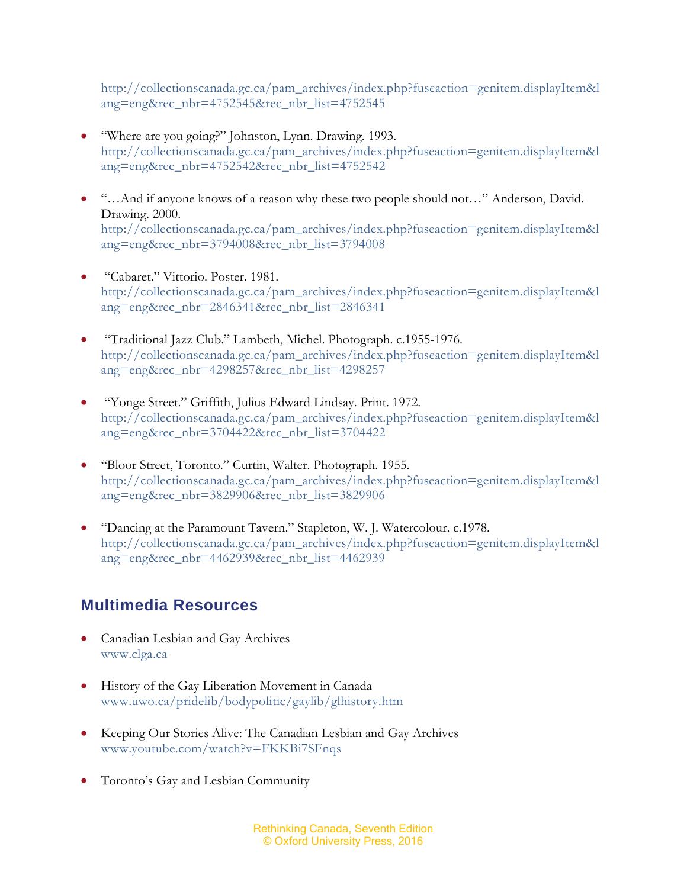http://collectionscanada.gc.ca/pam_archives/index.php?fuseaction=genitem.displayItem&lang=eng&rec_nbr=4752545&rec_nbr_list=4752545

- "Where are you going?" Johnston, Lynn. Drawing. 1993.
  http://collectionscanada.gc.ca/pam_archives/index.php?fuseaction=genitem.displayItem&lang=eng&rec_nbr=4752542&rec_nbr_list=4752542

- "…And if anyone knows of a reason why these two people should not…" Anderson, David. Drawing. 2000.
  http://collectionscanada.gc.ca/pam_archives/index.php?fuseaction=genitem.displayItem&lang=eng&rec_nbr=3794008&rec_nbr_list=3794008

- "Cabaret." Vittorio. Poster. 1981.
  http://collectionscanada.gc.ca/pam_archives/index.php?fuseaction=genitem.displayItem&lang=eng&rec_nbr=2846341&rec_nbr_list=2846341

- "Traditional Jazz Club." Lambeth, Michel. Photograph. c.1955-1976.
  http://collectionscanada.gc.ca/pam_archives/index.php?fuseaction=genitem.displayItem&lang=eng&rec_nbr=4298257&rec_nbr_list=4298257

- "Yonge Street." Griffith, Julius Edward Lindsay. Print. 1972.
  http://collectionscanada.gc.ca/pam_archives/index.php?fuseaction=genitem.displayItem&lang=eng&rec_nbr=3704422&rec_nbr_list=3704422

- "Bloor Street, Toronto." Curtin, Walter. Photograph. 1955.
  http://collectionscanada.gc.ca/pam_archives/index.php?fuseaction=genitem.displayItem&lang=eng&rec_nbr=3829906&rec_nbr_list=3829906

- "Dancing at the Paramount Tavern." Stapleton, W. J. Watercolour. c.1978.
  http://collectionscanada.gc.ca/pam_archives/index.php?fuseaction=genitem.displayItem&lang=eng&rec_nbr=4462939&rec_nbr_list=4462939

## Multimedia Resources

- Canadian Lesbian and Gay Archives
  www.clga.ca

- History of the Gay Liberation Movement in Canada
  www.uwo.ca/pridelib/bodypolitic/gaylib/glhistory.htm

- Keeping Our Stories Alive: The Canadian Lesbian and Gay Archives
  www.youtube.com/watch?v=FKKBi7SFnqs

- Toronto's Gay and Lesbian Community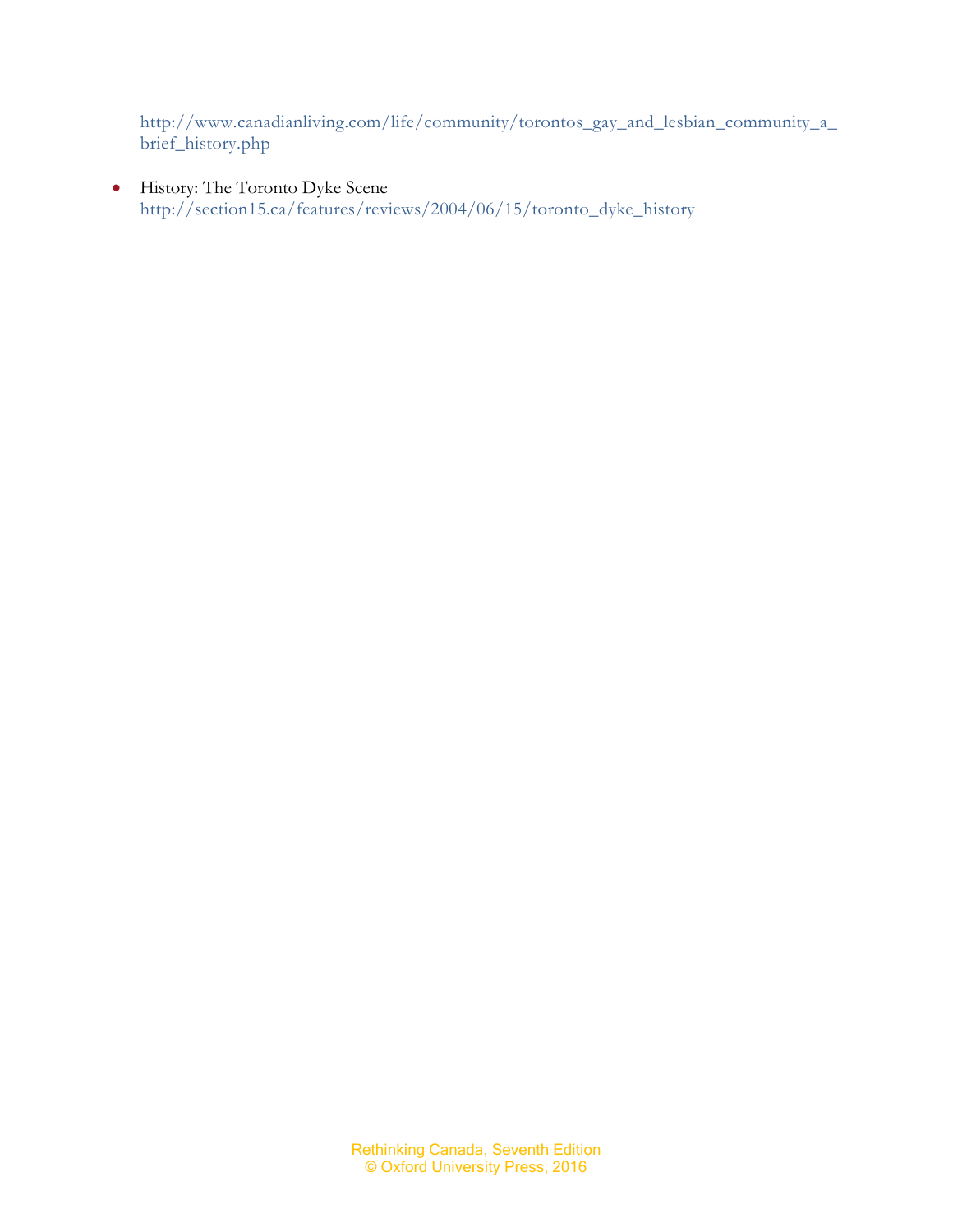http://www.canadianliving.com/life/community/torontos_gay_and_lesbian_community_a_brief_history.php

- History: The Toronto Dyke Scene
  http://section15.ca/features/reviews/2004/06/15/toronto_dyke_history